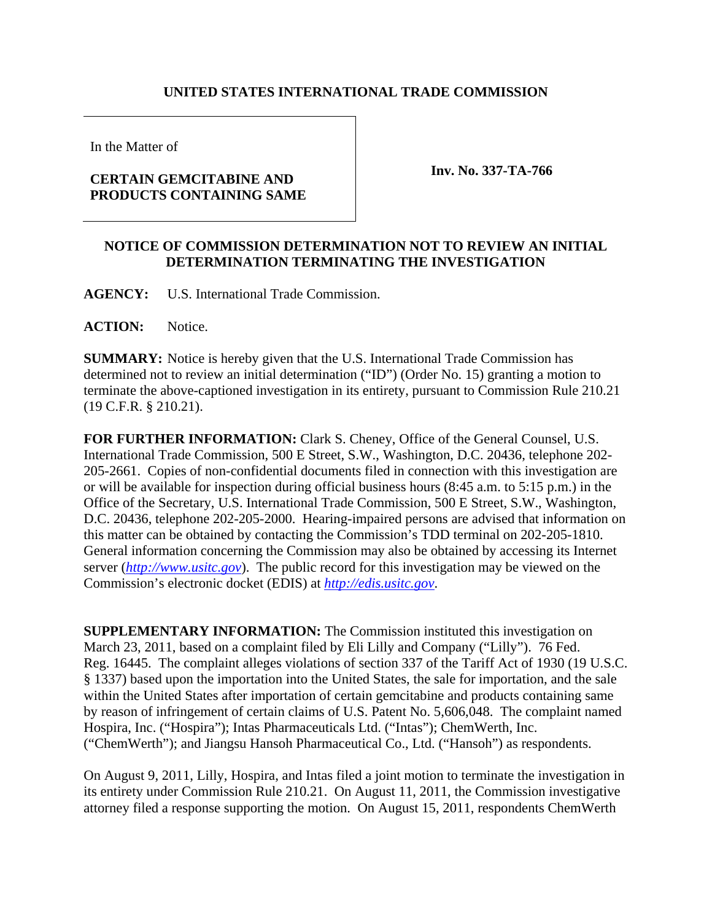# UNITED STATES INTERNATIONAL TRADE COMMISSION

In the Matter of

**CERTAIN GEMCITABINE AND PRODUCTS CONTAINING SAME**

**Inv. No. 337-TA-766**

## NOTICE OF COMMISSION DETERMINATION NOT TO REVIEW AN INITIAL DETERMINATION TERMINATING THE INVESTIGATION

**AGENCY:** U.S. International Trade Commission.

**ACTION:** Notice.

**SUMMARY:** Notice is hereby given that the U.S. International Trade Commission has determined not to review an initial determination ("ID") (Order No. 15) granting a motion to terminate the above-captioned investigation in its entirety, pursuant to Commission Rule 210.21 (19 C.F.R. § 210.21).

**FOR FURTHER INFORMATION:** Clark S. Cheney, Office of the General Counsel, U.S. International Trade Commission, 500 E Street, S.W., Washington, D.C. 20436, telephone 202-205-2661. Copies of non-confidential documents filed in connection with this investigation are or will be available for inspection during official business hours (8:45 a.m. to 5:15 p.m.) in the Office of the Secretary, U.S. International Trade Commission, 500 E Street, S.W., Washington, D.C. 20436, telephone 202-205-2000. Hearing-impaired persons are advised that information on this matter can be obtained by contacting the Commission's TDD terminal on 202-205-1810. General information concerning the Commission may also be obtained by accessing its Internet server (*http://www.usitc.gov*). The public record for this investigation may be viewed on the Commission's electronic docket (EDIS) at *http://edis.usitc.gov*.

**SUPPLEMENTARY INFORMATION:** The Commission instituted this investigation on March 23, 2011, based on a complaint filed by Eli Lilly and Company ("Lilly"). 76 Fed. Reg. 16445. The complaint alleges violations of section 337 of the Tariff Act of 1930 (19 U.S.C. § 1337) based upon the importation into the United States, the sale for importation, and the sale within the United States after importation of certain gemcitabine and products containing same by reason of infringement of certain claims of U.S. Patent No. 5,606,048. The complaint named Hospira, Inc. ("Hospira"); Intas Pharmaceuticals Ltd. ("Intas"); ChemWerth, Inc. ("ChemWerth"); and Jiangsu Hansoh Pharmaceutical Co., Ltd. ("Hansoh") as respondents.

On August 9, 2011, Lilly, Hospira, and Intas filed a joint motion to terminate the investigation in its entirety under Commission Rule 210.21. On August 11, 2011, the Commission investigative attorney filed a response supporting the motion. On August 15, 2011, respondents ChemWerth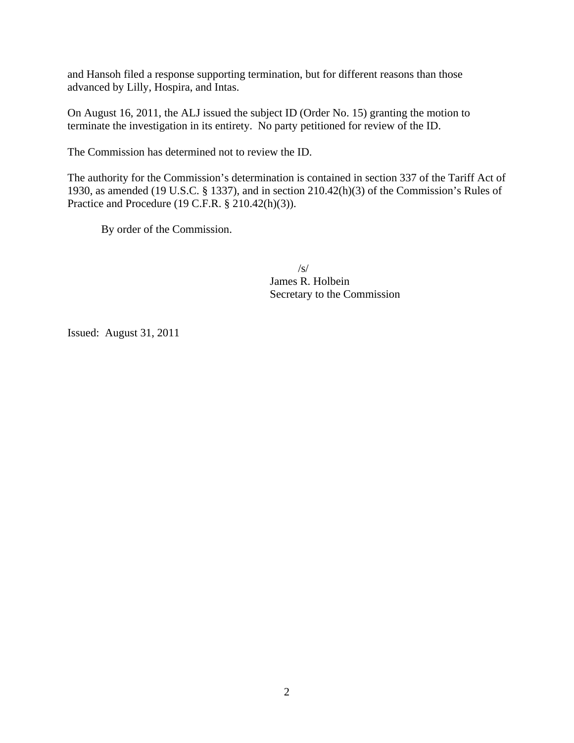and Hansoh filed a response supporting termination, but for different reasons than those advanced by Lilly, Hospira, and Intas.

On August 16, 2011, the ALJ issued the subject ID (Order No. 15) granting the motion to terminate the investigation in its entirety. No party petitioned for review of the ID.

The Commission has determined not to review the ID.

The authority for the Commission's determination is contained in section 337 of the Tariff Act of 1930, as amended (19 U.S.C. § 1337), and in section 210.42(h)(3) of the Commission's Rules of Practice and Procedure (19 C.F.R. § 210.42(h)(3)).

By order of the Commission.

/s/
James R. Holbein
Secretary to the Commission

Issued: August 31, 2011